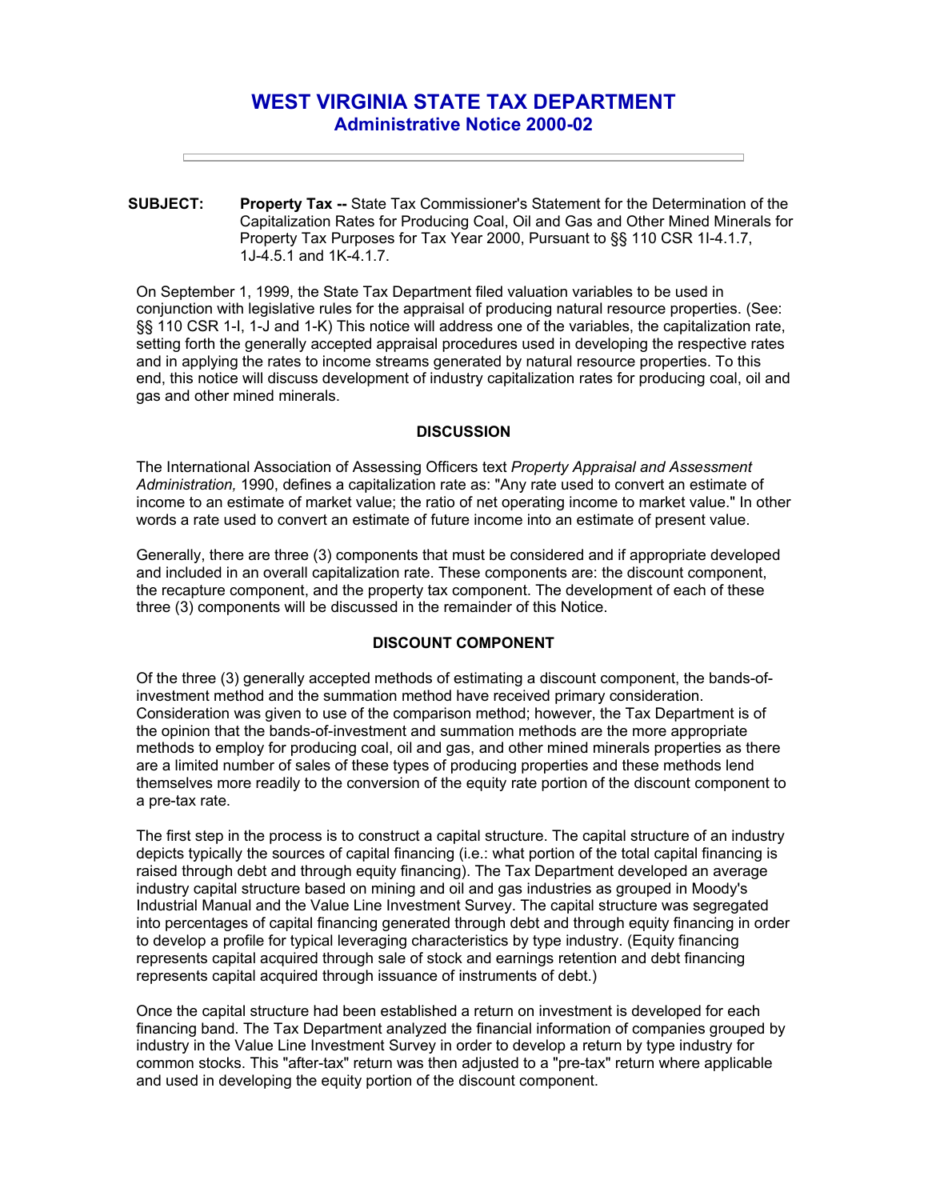# WEST VIRGINIA STATE TAX DEPARTMENT

## Administrative Notice 2000-02

**SUBJECT:** **Property Tax --** State Tax Commissioner's Statement for the Determination of the Capitalization Rates for Producing Coal, Oil and Gas and Other Mined Minerals for Property Tax Purposes for Tax Year 2000, Pursuant to §§ 110 CSR 1I-4.1.7, 1J-4.5.1 and 1K-4.1.7.

On September 1, 1999, the State Tax Department filed valuation variables to be used in conjunction with legislative rules for the appraisal of producing natural resource properties. (See: §§ 110 CSR 1-I, 1-J and 1-K) This notice will address one of the variables, the capitalization rate, setting forth the generally accepted appraisal procedures used in developing the respective rates and in applying the rates to income streams generated by natural resource properties. To this end, this notice will discuss development of industry capitalization rates for producing coal, oil and gas and other mined minerals.

### DISCUSSION

The International Association of Assessing Officers text *Property Appraisal and Assessment Administration,* 1990, defines a capitalization rate as: "Any rate used to convert an estimate of income to an estimate of market value; the ratio of net operating income to market value." In other words a rate used to convert an estimate of future income into an estimate of present value.

Generally, there are three (3) components that must be considered and if appropriate developed and included in an overall capitalization rate. These components are: the discount component, the recapture component, and the property tax component. The development of each of these three (3) components will be discussed in the remainder of this Notice.

### DISCOUNT COMPONENT

Of the three (3) generally accepted methods of estimating a discount component, the bands-of-investment method and the summation method have received primary consideration. Consideration was given to use of the comparison method; however, the Tax Department is of the opinion that the bands-of-investment and summation methods are the more appropriate methods to employ for producing coal, oil and gas, and other mined minerals properties as there are a limited number of sales of these types of producing properties and these methods lend themselves more readily to the conversion of the equity rate portion of the discount component to a pre-tax rate.

The first step in the process is to construct a capital structure. The capital structure of an industry depicts typically the sources of capital financing (i.e.: what portion of the total capital financing is raised through debt and through equity financing). The Tax Department developed an average industry capital structure based on mining and oil and gas industries as grouped in Moody's Industrial Manual and the Value Line Investment Survey. The capital structure was segregated into percentages of capital financing generated through debt and through equity financing in order to develop a profile for typical leveraging characteristics by type industry. (Equity financing represents capital acquired through sale of stock and earnings retention and debt financing represents capital acquired through issuance of instruments of debt.)

Once the capital structure had been established a return on investment is developed for each financing band. The Tax Department analyzed the financial information of companies grouped by industry in the Value Line Investment Survey in order to develop a return by type industry for common stocks. This "after-tax" return was then adjusted to a "pre-tax" return where applicable and used in developing the equity portion of the discount component.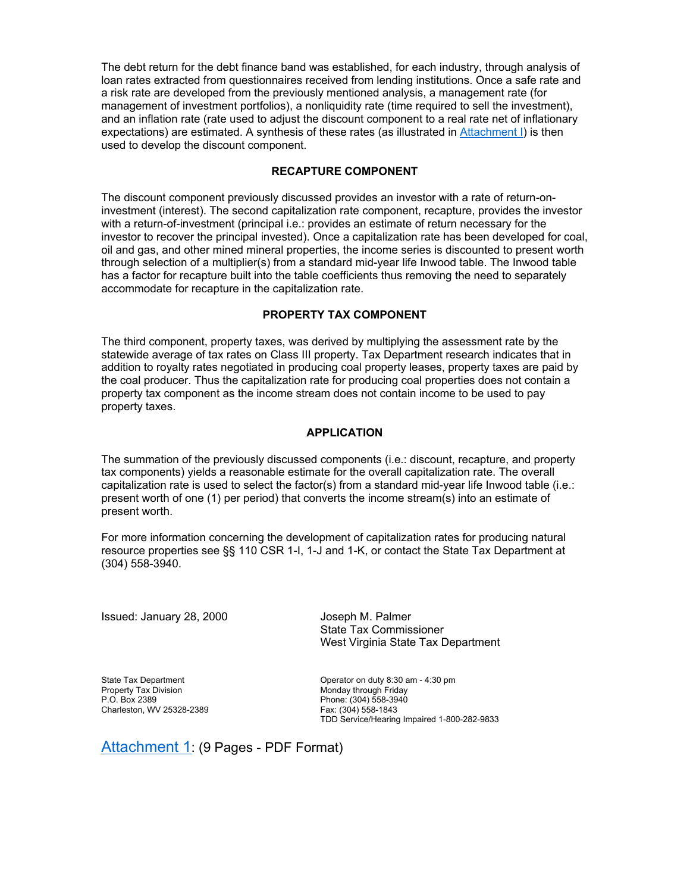The debt return for the debt finance band was established, for each industry, through analysis of loan rates extracted from questionnaires received from lending institutions. Once a safe rate and a risk rate are developed from the previously mentioned analysis, a management rate (for management of investment portfolios), a nonliquidity rate (time required to sell the investment), and an inflation rate (rate used to adjust the discount component to a real rate net of inflationary expectations) are estimated. A synthesis of these rates (as illustrated in Attachment I) is then used to develop the discount component.

## RECAPTURE COMPONENT

The discount component previously discussed provides an investor with a rate of return-on-investment (interest). The second capitalization rate component, recapture, provides the investor with a return-of-investment (principal i.e.: provides an estimate of return necessary for the investor to recover the principal invested). Once a capitalization rate has been developed for coal, oil and gas, and other mined mineral properties, the income series is discounted to present worth through selection of a multiplier(s) from a standard mid-year life Inwood table. The Inwood table has a factor for recapture built into the table coefficients thus removing the need to separately accommodate for recapture in the capitalization rate.

## PROPERTY TAX COMPONENT

The third component, property taxes, was derived by multiplying the assessment rate by the statewide average of tax rates on Class III property. Tax Department research indicates that in addition to royalty rates negotiated in producing coal property leases, property taxes are paid by the coal producer. Thus the capitalization rate for producing coal properties does not contain a property tax component as the income stream does not contain income to be used to pay property taxes.

## APPLICATION

The summation of the previously discussed components (i.e.: discount, recapture, and property tax components) yields a reasonable estimate for the overall capitalization rate. The overall capitalization rate is used to select the factor(s) from a standard mid-year life Inwood table (i.e.: present worth of one (1) per period) that converts the income stream(s) into an estimate of present worth.

For more information concerning the development of capitalization rates for producing natural resource properties see §§ 110 CSR 1-I, 1-J and 1-K, or contact the State Tax Department at (304) 558-3940.

Issued: January 28, 2000

Joseph M. Palmer
State Tax Commissioner
West Virginia State Tax Department

State Tax Department
Property Tax Division
P.O. Box 2389
Charleston, WV 25328-2389

Operator on duty 8:30 am - 4:30 pm
Monday through Friday
Phone: (304) 558-3940
Fax: (304) 558-1843
TDD Service/Hearing Impaired 1-800-282-9833

Attachment 1: (9 Pages - PDF Format)